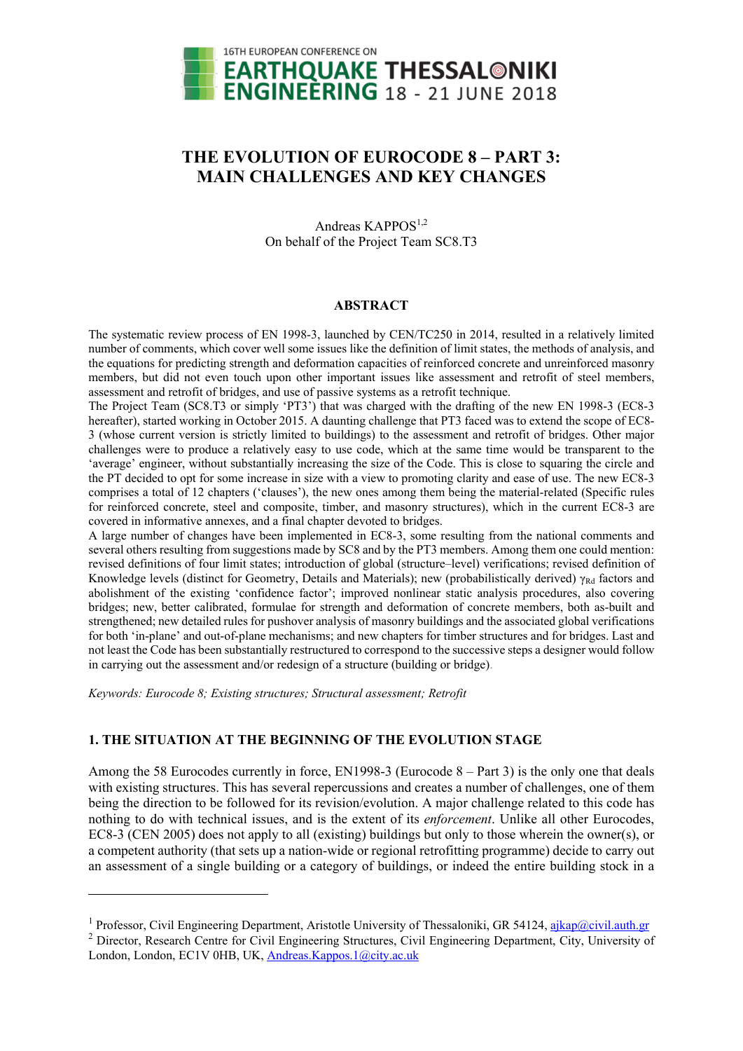16TH EUROPEAN CONFERENCE ON EARTHQUAKE ENGINEERING THESSALONIKI 18 - 21 JUNE 2018

# THE EVOLUTION OF EUROCODE 8 – PART 3: MAIN CHALLENGES AND KEY CHANGES

Andreas KAPPOS[1,2]
On behalf of the Project Team SC8.T3

## ABSTRACT

The systematic review process of EN 1998-3, launched by CEN/TC250 in 2014, resulted in a relatively limited number of comments, which cover well some issues like the definition of limit states, the methods of analysis, and the equations for predicting strength and deformation capacities of reinforced concrete and unreinforced masonry members, but did not even touch upon other important issues like assessment and retrofit of steel members, assessment and retrofit of bridges, and use of passive systems as a retrofit technique.
The Project Team (SC8.T3 or simply 'PT3') that was charged with the drafting of the new EN 1998-3 (EC8-3 hereafter), started working in October 2015. A daunting challenge that PT3 faced was to extend the scope of EC8-3 (whose current version is strictly limited to buildings) to the assessment and retrofit of bridges. Other major challenges were to produce a relatively easy to use code, which at the same time would be transparent to the 'average' engineer, without substantially increasing the size of the Code. This is close to squaring the circle and the PT decided to opt for some increase in size with a view to promoting clarity and ease of use. The new EC8-3 comprises a total of 12 chapters ('clauses'), the new ones among them being the material-related (Specific rules for reinforced concrete, steel and composite, timber, and masonry structures), which in the current EC8-3 are covered in informative annexes, and a final chapter devoted to bridges.
A large number of changes have been implemented in EC8-3, some resulting from the national comments and several others resulting from suggestions made by SC8 and by the PT3 members. Among them one could mention: revised definitions of four limit states; introduction of global (structure–level) verifications; revised definition of Knowledge levels (distinct for Geometry, Details and Materials); new (probabilistically derived) $\gamma_{Rd}$ factors and abolishment of the existing 'confidence factor'; improved nonlinear static analysis procedures, also covering bridges; new, better calibrated, formulae for strength and deformation of concrete members, both as-built and strengthened; new detailed rules for pushover analysis of masonry buildings and the associated global verifications for both 'in-plane' and out-of-plane mechanisms; and new chapters for timber structures and for bridges. Last and not least the Code has been substantially restructured to correspond to the successive steps a designer would follow in carrying out the assessment and/or redesign of a structure (building or bridge).

*Keywords: Eurocode 8; Existing structures; Structural assessment; Retrofit*

## 1. THE SITUATION AT THE BEGINNING OF THE EVOLUTION STAGE

Among the 58 Eurocodes currently in force, EN1998-3 (Eurocode 8 – Part 3) is the only one that deals with existing structures. This has several repercussions and creates a number of challenges, one of them being the direction to be followed for its revision/evolution. A major challenge related to this code has nothing to do with technical issues, and is the extent of its *enforcement*. Unlike all other Eurocodes, EC8-3 (CEN 2005) does not apply to all (existing) buildings but only to those wherein the owner(s), or a competent authority (that sets up a nation-wide or regional retrofitting programme) decide to carry out an assessment of a single building or a category of buildings, or indeed the entire building stock in a

---

[1] Professor, Civil Engineering Department, Aristotle University of Thessaloniki, GR 54124, ajkap@civil.auth.gr
[2] Director, Research Centre for Civil Engineering Structures, Civil Engineering Department, City, University of London, London, EC1V 0HB, UK, Andreas.Kappos.1@city.ac.uk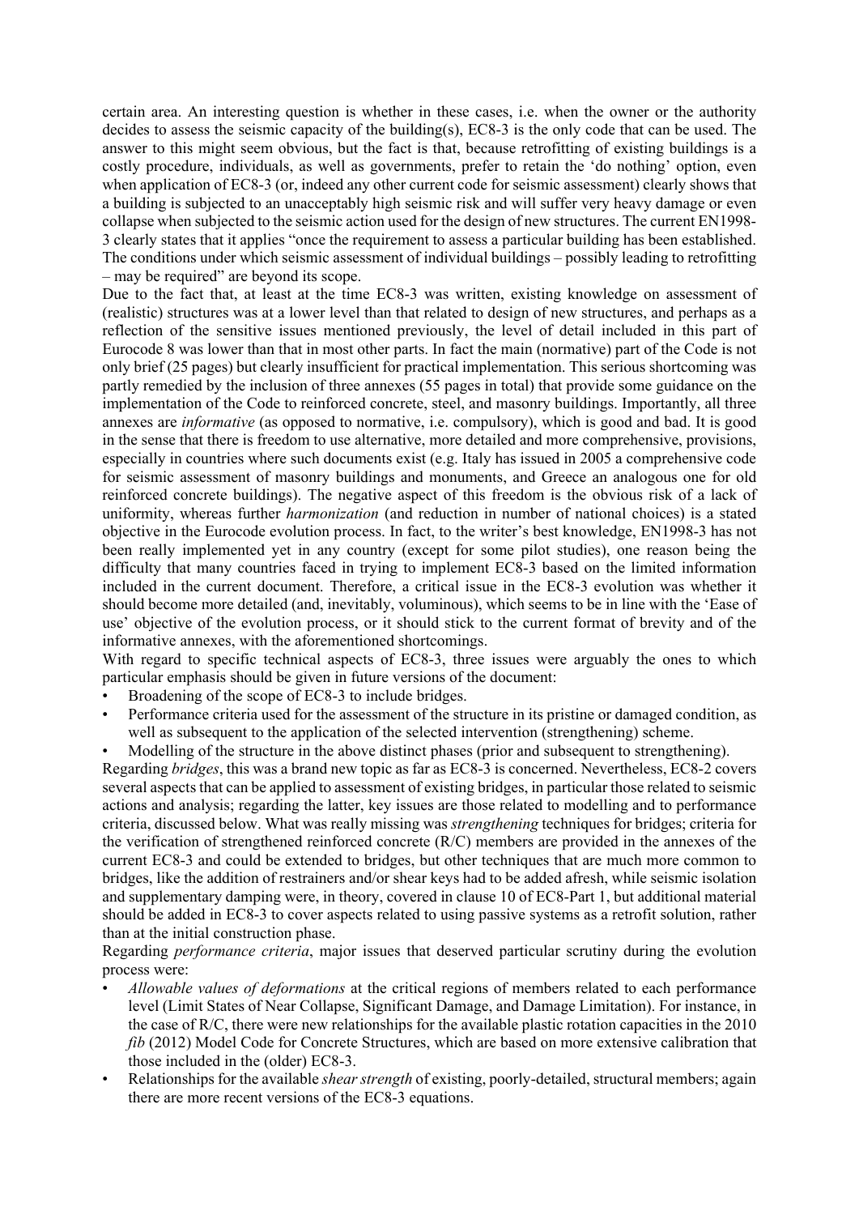certain area. An interesting question is whether in these cases, i.e. when the owner or the authority decides to assess the seismic capacity of the building(s), EC8-3 is the only code that can be used. The answer to this might seem obvious, but the fact is that, because retrofitting of existing buildings is a costly procedure, individuals, as well as governments, prefer to retain the 'do nothing' option, even when application of EC8-3 (or, indeed any other current code for seismic assessment) clearly shows that a building is subjected to an unacceptably high seismic risk and will suffer very heavy damage or even collapse when subjected to the seismic action used for the design of new structures. The current EN1998-3 clearly states that it applies "once the requirement to assess a particular building has been established. The conditions under which seismic assessment of individual buildings – possibly leading to retrofitting – may be required" are beyond its scope.

Due to the fact that, at least at the time EC8-3 was written, existing knowledge on assessment of (realistic) structures was at a lower level than that related to design of new structures, and perhaps as a reflection of the sensitive issues mentioned previously, the level of detail included in this part of Eurocode 8 was lower than that in most other parts. In fact the main (normative) part of the Code is not only brief (25 pages) but clearly insufficient for practical implementation. This serious shortcoming was partly remedied by the inclusion of three annexes (55 pages in total) that provide some guidance on the implementation of the Code to reinforced concrete, steel, and masonry buildings. Importantly, all three annexes are *informative* (as opposed to normative, i.e. compulsory), which is good and bad. It is good in the sense that there is freedom to use alternative, more detailed and more comprehensive, provisions, especially in countries where such documents exist (e.g. Italy has issued in 2005 a comprehensive code for seismic assessment of masonry buildings and monuments, and Greece an analogous one for old reinforced concrete buildings). The negative aspect of this freedom is the obvious risk of a lack of uniformity, whereas further *harmonization* (and reduction in number of national choices) is a stated objective in the Eurocode evolution process. In fact, to the writer's best knowledge, EN1998-3 has not been really implemented yet in any country (except for some pilot studies), one reason being the difficulty that many countries faced in trying to implement EC8-3 based on the limited information included in the current document. Therefore, a critical issue in the EC8-3 evolution was whether it should become more detailed (and, inevitably, voluminous), which seems to be in line with the 'Ease of use' objective of the evolution process, or it should stick to the current format of brevity and of the informative annexes, with the aforementioned shortcomings.

With regard to specific technical aspects of EC8-3, three issues were arguably the ones to which particular emphasis should be given in future versions of the document:

- Broadening of the scope of EC8-3 to include bridges.
- Performance criteria used for the assessment of the structure in its pristine or damaged condition, as well as subsequent to the application of the selected intervention (strengthening) scheme.
- Modelling of the structure in the above distinct phases (prior and subsequent to strengthening).

Regarding *bridges*, this was a brand new topic as far as EC8-3 is concerned. Nevertheless, EC8-2 covers several aspects that can be applied to assessment of existing bridges, in particular those related to seismic actions and analysis; regarding the latter, key issues are those related to modelling and to performance criteria, discussed below. What was really missing was *strengthening* techniques for bridges; criteria for the verification of strengthened reinforced concrete (R/C) members are provided in the annexes of the current EC8-3 and could be extended to bridges, but other techniques that are much more common to bridges, like the addition of restrainers and/or shear keys had to be added afresh, while seismic isolation and supplementary damping were, in theory, covered in clause 10 of EC8-Part 1, but additional material should be added in EC8-3 to cover aspects related to using passive systems as a retrofit solution, rather than at the initial construction phase.

Regarding *performance criteria*, major issues that deserved particular scrutiny during the evolution process were:

- *Allowable values of deformations* at the critical regions of members related to each performance level (Limit States of Near Collapse, Significant Damage, and Damage Limitation). For instance, in the case of R/C, there were new relationships for the available plastic rotation capacities in the 2010 *fib* (2012) Model Code for Concrete Structures, which are based on more extensive calibration that those included in the (older) EC8-3.
- Relationships for the available *shear strength* of existing, poorly-detailed, structural members; again there are more recent versions of the EC8-3 equations.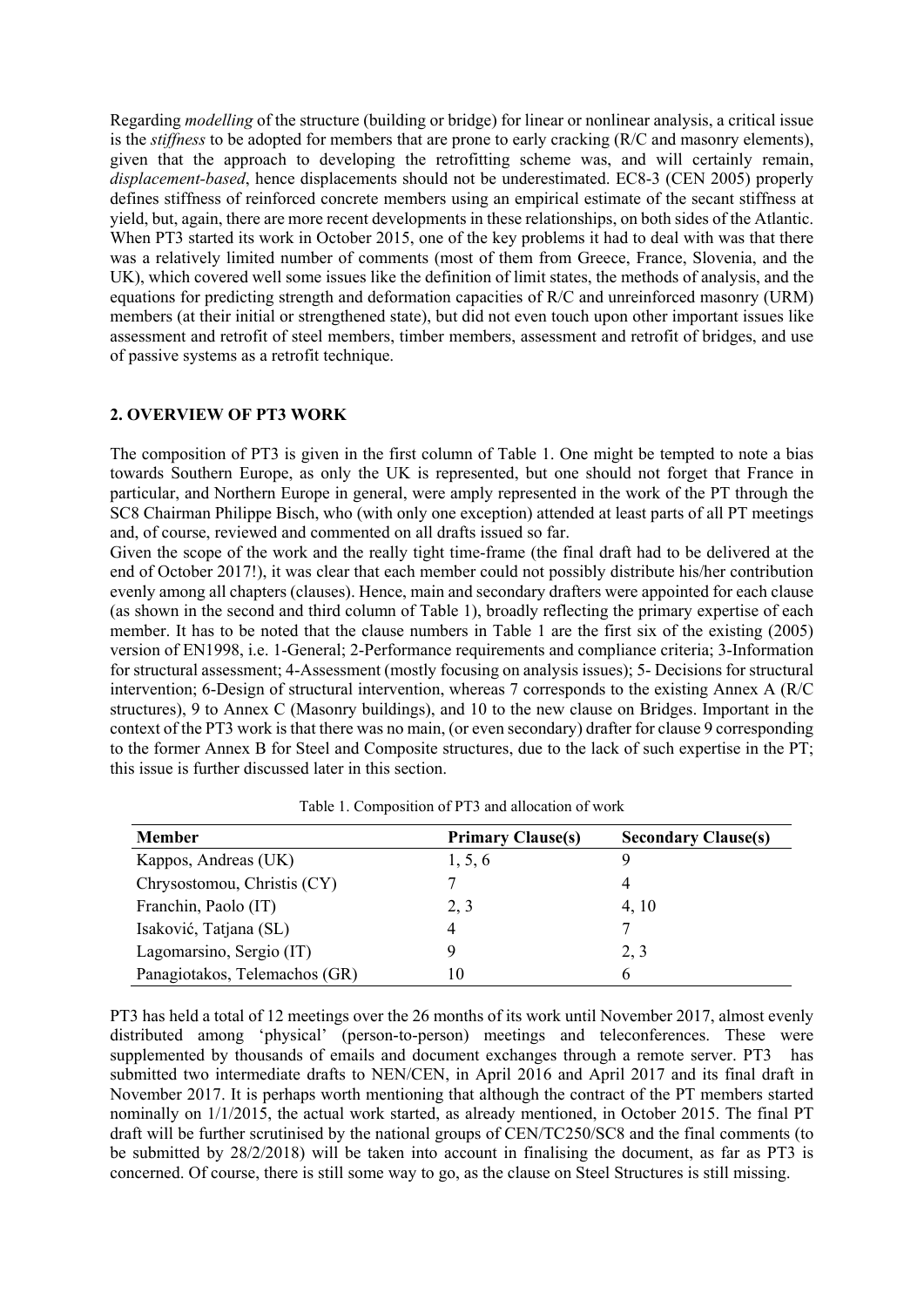Regarding *modelling* of the structure (building or bridge) for linear or nonlinear analysis, a critical issue is the *stiffness* to be adopted for members that are prone to early cracking (R/C and masonry elements), given that the approach to developing the retrofitting scheme was, and will certainly remain, *displacement-based*, hence displacements should not be underestimated. EC8-3 (CEN 2005) properly defines stiffness of reinforced concrete members using an empirical estimate of the secant stiffness at yield, but, again, there are more recent developments in these relationships, on both sides of the Atlantic. When PT3 started its work in October 2015, one of the key problems it had to deal with was that there was a relatively limited number of comments (most of them from Greece, France, Slovenia, and the UK), which covered well some issues like the definition of limit states, the methods of analysis, and the equations for predicting strength and deformation capacities of R/C and unreinforced masonry (URM) members (at their initial or strengthened state), but did not even touch upon other important issues like assessment and retrofit of steel members, timber members, assessment and retrofit of bridges, and use of passive systems as a retrofit technique.

## 2. OVERVIEW OF PT3 WORK

The composition of PT3 is given in the first column of Table 1. One might be tempted to note a bias towards Southern Europe, as only the UK is represented, but one should not forget that France in particular, and Northern Europe in general, were amply represented in the work of the PT through the SC8 Chairman Philippe Bisch, who (with only one exception) attended at least parts of all PT meetings and, of course, reviewed and commented on all drafts issued so far.

Given the scope of the work and the really tight time-frame (the final draft had to be delivered at the end of October 2017!), it was clear that each member could not possibly distribute his/her contribution evenly among all chapters (clauses). Hence, main and secondary drafters were appointed for each clause (as shown in the second and third column of Table 1), broadly reflecting the primary expertise of each member. It has to be noted that the clause numbers in Table 1 are the first six of the existing (2005) version of EN1998, i.e. 1-General; 2-Performance requirements and compliance criteria; 3-Information for structural assessment; 4-Assessment (mostly focusing on analysis issues); 5- Decisions for structural intervention; 6-Design of structural intervention, whereas 7 corresponds to the existing Annex A (R/C structures), 9 to Annex C (Masonry buildings), and 10 to the new clause on Bridges. Important in the context of the PT3 work is that there was no main, (or even secondary) drafter for clause 9 corresponding to the former Annex B for Steel and Composite structures, due to the lack of such expertise in the PT; this issue is further discussed later in this section.

Table 1. Composition of PT3 and allocation of work

| Member | Primary Clause(s) | Secondary Clause(s) |
|---|---|---|
| Kappos, Andreas (UK) | 1, 5, 6 | 9 |
| Chrysostomou, Christis (CY) | 7 | 4 |
| Franchin, Paolo (IT) | 2, 3 | 4, 10 |
| Isaković, Tatjana (SL) | 4 | 7 |
| Lagomarsino, Sergio (IT) | 9 | 2, 3 |
| Panagiotakos, Telemachos (GR) | 10 | 6 |

PT3 has held a total of 12 meetings over the 26 months of its work until November 2017, almost evenly distributed among 'physical' (person-to-person) meetings and teleconferences. These were supplemented by thousands of emails and document exchanges through a remote server. PT3 has submitted two intermediate drafts to NEN/CEN, in April 2016 and April 2017 and its final draft in November 2017. It is perhaps worth mentioning that although the contract of the PT members started nominally on 1/1/2015, the actual work started, as already mentioned, in October 2015. The final PT draft will be further scrutinised by the national groups of CEN/TC250/SC8 and the final comments (to be submitted by 28/2/2018) will be taken into account in finalising the document, as far as PT3 is concerned. Of course, there is still some way to go, as the clause on Steel Structures is still missing.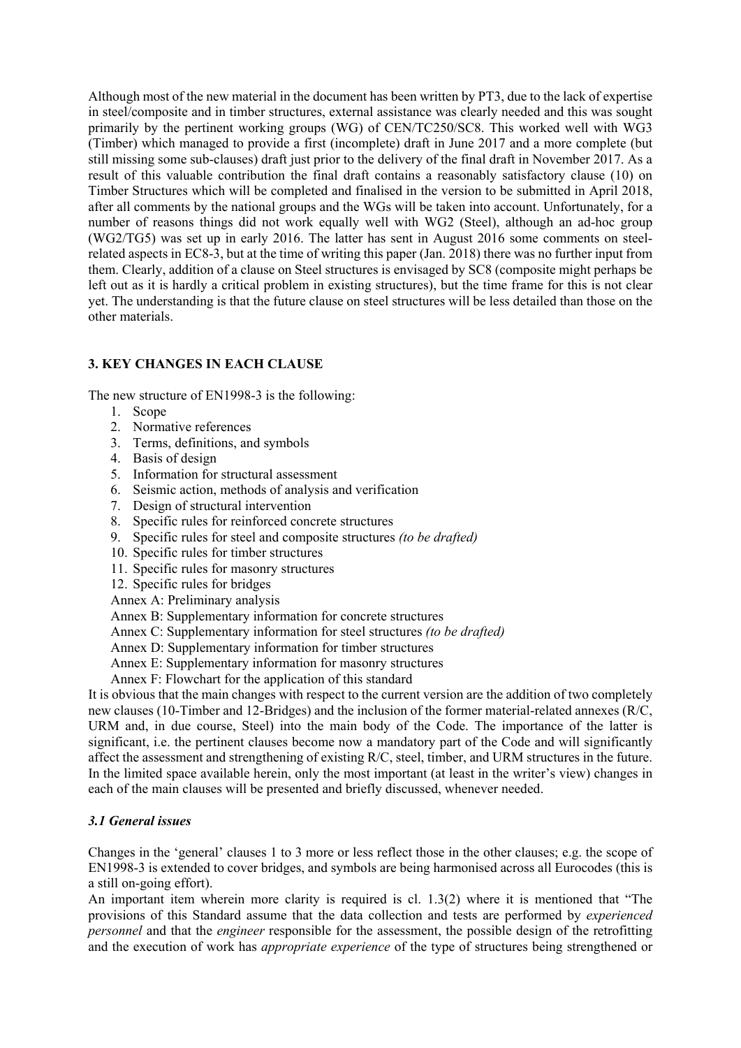Although most of the new material in the document has been written by PT3, due to the lack of expertise in steel/composite and in timber structures, external assistance was clearly needed and this was sought primarily by the pertinent working groups (WG) of CEN/TC250/SC8. This worked well with WG3 (Timber) which managed to provide a first (incomplete) draft in June 2017 and a more complete (but still missing some sub-clauses) draft just prior to the delivery of the final draft in November 2017. As a result of this valuable contribution the final draft contains a reasonably satisfactory clause (10) on Timber Structures which will be completed and finalised in the version to be submitted in April 2018, after all comments by the national groups and the WGs will be taken into account. Unfortunately, for a number of reasons things did not work equally well with WG2 (Steel), although an ad-hoc group (WG2/TG5) was set up in early 2016. The latter has sent in August 2016 some comments on steel-related aspects in EC8-3, but at the time of writing this paper (Jan. 2018) there was no further input from them. Clearly, addition of a clause on Steel structures is envisaged by SC8 (composite might perhaps be left out as it is hardly a critical problem in existing structures), but the time frame for this is not clear yet. The understanding is that the future clause on steel structures will be less detailed than those on the other materials.

## 3. KEY CHANGES IN EACH CLAUSE

The new structure of EN1998-3 is the following:

1. Scope
2. Normative references
3. Terms, definitions, and symbols
4. Basis of design
5. Information for structural assessment
6. Seismic action, methods of analysis and verification
7. Design of structural intervention
8. Specific rules for reinforced concrete structures
9. Specific rules for steel and composite structures *(to be drafted)*
10. Specific rules for timber structures
11. Specific rules for masonry structures
12. Specific rules for bridges

Annex A: Preliminary analysis
Annex B: Supplementary information for concrete structures
Annex C: Supplementary information for steel structures *(to be drafted)*
Annex D: Supplementary information for timber structures
Annex E: Supplementary information for masonry structures
Annex F: Flowchart for the application of this standard

It is obvious that the main changes with respect to the current version are the addition of two completely new clauses (10-Timber and 12-Bridges) and the inclusion of the former material-related annexes (R/C, URM and, in due course, Steel) into the main body of the Code. The importance of the latter is significant, i.e. the pertinent clauses become now a mandatory part of the Code and will significantly affect the assessment and strengthening of existing R/C, steel, timber, and URM structures in the future. In the limited space available herein, only the most important (at least in the writer's view) changes in each of the main clauses will be presented and briefly discussed, whenever needed.

### *3.1 General issues*

Changes in the 'general' clauses 1 to 3 more or less reflect those in the other clauses; e.g. the scope of EN1998-3 is extended to cover bridges, and symbols are being harmonised across all Eurocodes (this is a still on-going effort).

An important item wherein more clarity is required is cl. 1.3(2) where it is mentioned that "The provisions of this Standard assume that the data collection and tests are performed by *experienced personnel* and that the *engineer* responsible for the assessment, the possible design of the retrofitting and the execution of work has *appropriate experience* of the type of structures being strengthened or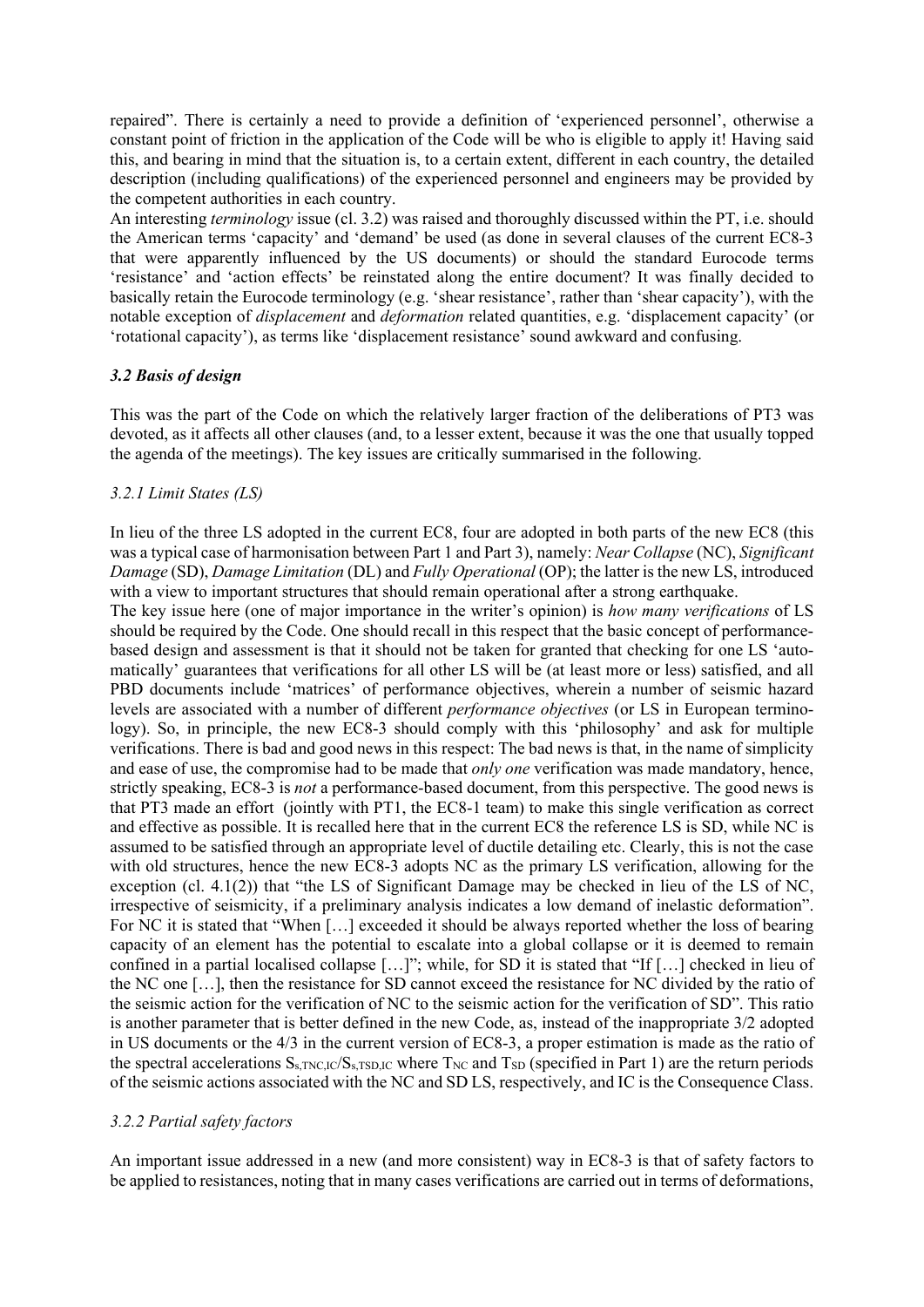repaired". There is certainly a need to provide a definition of 'experienced personnel', otherwise a constant point of friction in the application of the Code will be who is eligible to apply it! Having said this, and bearing in mind that the situation is, to a certain extent, different in each country, the detailed description (including qualifications) of the experienced personnel and engineers may be provided by the competent authorities in each country.

An interesting *terminology* issue (cl. 3.2) was raised and thoroughly discussed within the PT, i.e. should the American terms 'capacity' and 'demand' be used (as done in several clauses of the current EC8-3 that were apparently influenced by the US documents) or should the standard Eurocode terms 'resistance' and 'action effects' be reinstated along the entire document? It was finally decided to basically retain the Eurocode terminology (e.g. 'shear resistance', rather than 'shear capacity'), with the notable exception of *displacement* and *deformation* related quantities, e.g. 'displacement capacity' (or 'rotational capacity'), as terms like 'displacement resistance' sound awkward and confusing.

### *3.2 Basis of design*

This was the part of the Code on which the relatively larger fraction of the deliberations of PT3 was devoted, as it affects all other clauses (and, to a lesser extent, because it was the one that usually topped the agenda of the meetings). The key issues are critically summarised in the following.

#### *3.2.1 Limit States (LS)*

In lieu of the three LS adopted in the current EC8, four are adopted in both parts of the new EC8 (this was a typical case of harmonisation between Part 1 and Part 3), namely: *Near Collapse* (NC), *Significant Damage* (SD), *Damage Limitation* (DL) and *Fully Operational* (OP); the latter is the new LS, introduced with a view to important structures that should remain operational after a strong earthquake.

The key issue here (one of major importance in the writer's opinion) is *how many verifications* of LS should be required by the Code. One should recall in this respect that the basic concept of performance-based design and assessment is that it should not be taken for granted that checking for one LS 'automatically' guarantees that verifications for all other LS will be (at least more or less) satisfied, and all PBD documents include 'matrices' of performance objectives, wherein a number of seismic hazard levels are associated with a number of different *performance objectives* (or LS in European terminology). So, in principle, the new EC8-3 should comply with this 'philosophy' and ask for multiple verifications. There is bad and good news in this respect: The bad news is that, in the name of simplicity and ease of use, the compromise had to be made that *only one* verification was made mandatory, hence, strictly speaking, EC8-3 is *not* a performance-based document, from this perspective. The good news is that PT3 made an effort (jointly with PT1, the EC8-1 team) to make this single verification as correct and effective as possible. It is recalled here that in the current EC8 the reference LS is SD, while NC is assumed to be satisfied through an appropriate level of ductile detailing etc. Clearly, this is not the case with old structures, hence the new EC8-3 adopts NC as the primary LS verification, allowing for the exception (cl. 4.1(2)) that "the LS of Significant Damage may be checked in lieu of the LS of NC, irrespective of seismicity, if a preliminary analysis indicates a low demand of inelastic deformation". For NC it is stated that "When […] exceeded it should be always reported whether the loss of bearing capacity of an element has the potential to escalate into a global collapse or it is deemed to remain confined in a partial localised collapse […]"; while, for SD it is stated that "If […] checked in lieu of the NC one […], then the resistance for SD cannot exceed the resistance for NC divided by the ratio of the seismic action for the verification of NC to the seismic action for the verification of SD". This ratio is another parameter that is better defined in the new Code, as, instead of the inappropriate 3/2 adopted in US documents or the 4/3 in the current version of EC8-3, a proper estimation is made as the ratio of the spectral accelerations $S_{s,TNC,IC}/S_{s,TSD,IC}$ where $T_{NC}$ and $T_{SD}$ (specified in Part 1) are the return periods of the seismic actions associated with the NC and SD LS, respectively, and IC is the Consequence Class.

#### *3.2.2 Partial safety factors*

An important issue addressed in a new (and more consistent) way in EC8-3 is that of safety factors to be applied to resistances, noting that in many cases verifications are carried out in terms of deformations,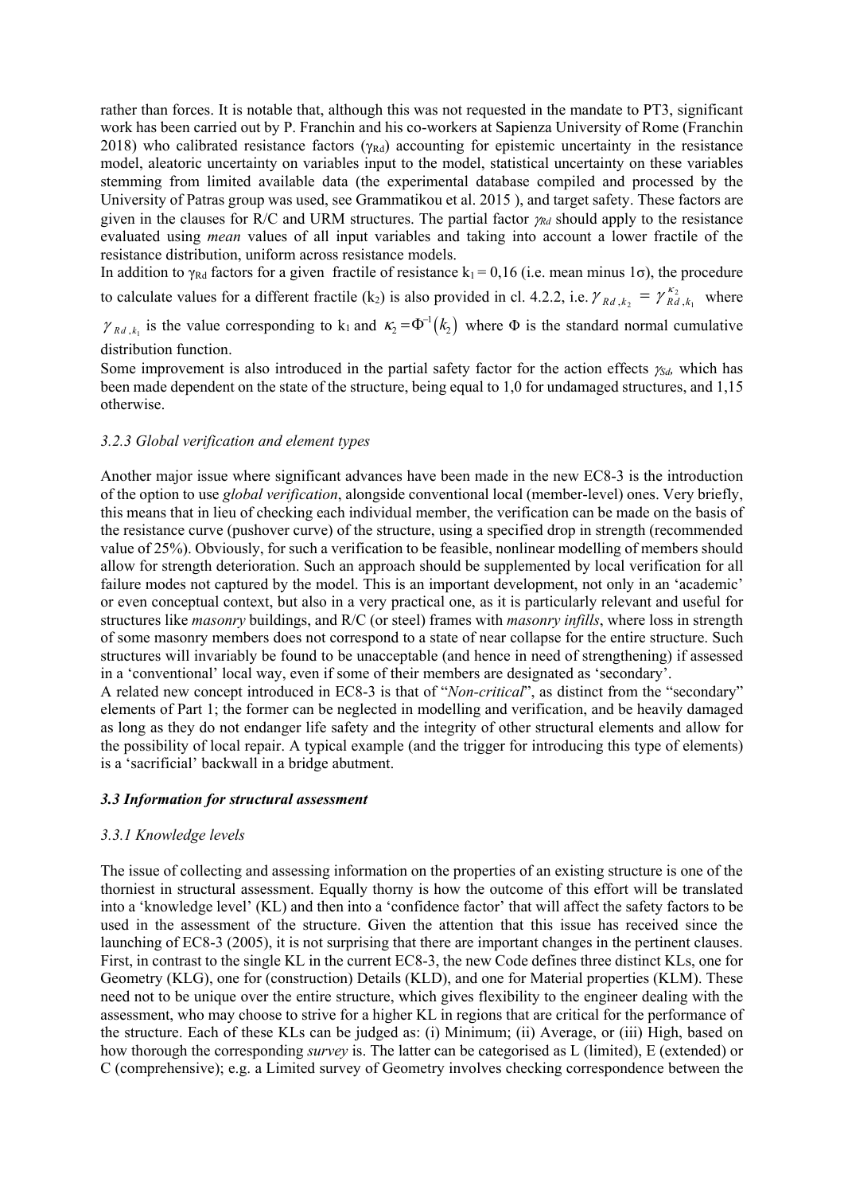rather than forces. It is notable that, although this was not requested in the mandate to PT3, significant work has been carried out by P. Franchin and his co-workers at Sapienza University of Rome (Franchin 2018) who calibrated resistance factors ($\gamma_{Rd}$) accounting for epistemic uncertainty in the resistance model, aleatoric uncertainty on variables input to the model, statistical uncertainty on these variables stemming from limited available data (the experimental database compiled and processed by the University of Patras group was used, see Grammatikou et al. 2015 ), and target safety. These factors are given in the clauses for R/C and URM structures. The partial factor $\gamma_{Rd}$ should apply to the resistance evaluated using *mean* values of all input variables and taking into account a lower fractile of the resistance distribution, uniform across resistance models.

In addition to $\gamma_{Rd}$ factors for a given fractile of resistance $k_1 = 0{,}16$ (i.e. mean minus $1\sigma$), the procedure to calculate values for a different fractile ($k_2$) is also provided in cl. 4.2.2, i.e. $\gamma_{Rd,k_2} = \gamma_{Rd,k_1}^{\kappa_2}$ where $\gamma_{Rd,k_1}$ is the value corresponding to $k_1$ and $\kappa_2 = \Phi^{-1}(k_2)$ where $\Phi$ is the standard normal cumulative distribution function.

Some improvement is also introduced in the partial safety factor for the action effects $\gamma_{Sd}$, which has been made dependent on the state of the structure, being equal to 1,0 for undamaged structures, and 1,15 otherwise.

### *3.2.3 Global verification and element types*

Another major issue where significant advances have been made in the new EC8-3 is the introduction of the option to use *global verification*, alongside conventional local (member-level) ones. Very briefly, this means that in lieu of checking each individual member, the verification can be made on the basis of the resistance curve (pushover curve) of the structure, using a specified drop in strength (recommended value of 25%). Obviously, for such a verification to be feasible, nonlinear modelling of members should allow for strength deterioration. Such an approach should be supplemented by local verification for all failure modes not captured by the model. This is an important development, not only in an 'academic' or even conceptual context, but also in a very practical one, as it is particularly relevant and useful for structures like *masonry* buildings, and R/C (or steel) frames with *masonry infills*, where loss in strength of some masonry members does not correspond to a state of near collapse for the entire structure. Such structures will invariably be found to be unacceptable (and hence in need of strengthening) if assessed in a 'conventional' local way, even if some of their members are designated as 'secondary'.

A related new concept introduced in EC8-3 is that of "*Non-critical*", as distinct from the "secondary" elements of Part 1; the former can be neglected in modelling and verification, and be heavily damaged as long as they do not endanger life safety and the integrity of other structural elements and allow for the possibility of local repair. A typical example (and the trigger for introducing this type of elements) is a 'sacrificial' backwall in a bridge abutment.

## ***3.3 Information for structural assessment***

### *3.3.1 Knowledge levels*

The issue of collecting and assessing information on the properties of an existing structure is one of the thorniest in structural assessment. Equally thorny is how the outcome of this effort will be translated into a 'knowledge level' (KL) and then into a 'confidence factor' that will affect the safety factors to be used in the assessment of the structure. Given the attention that this issue has received since the launching of EC8-3 (2005), it is not surprising that there are important changes in the pertinent clauses. First, in contrast to the single KL in the current EC8-3, the new Code defines three distinct KLs, one for Geometry (KLG), one for (construction) Details (KLD), and one for Material properties (KLM). These need not to be unique over the entire structure, which gives flexibility to the engineer dealing with the assessment, who may choose to strive for a higher KL in regions that are critical for the performance of the structure. Each of these KLs can be judged as: (i) Minimum; (ii) Average, or (iii) High, based on how thorough the corresponding *survey* is. The latter can be categorised as L (limited), E (extended) or C (comprehensive); e.g. a Limited survey of Geometry involves checking correspondence between the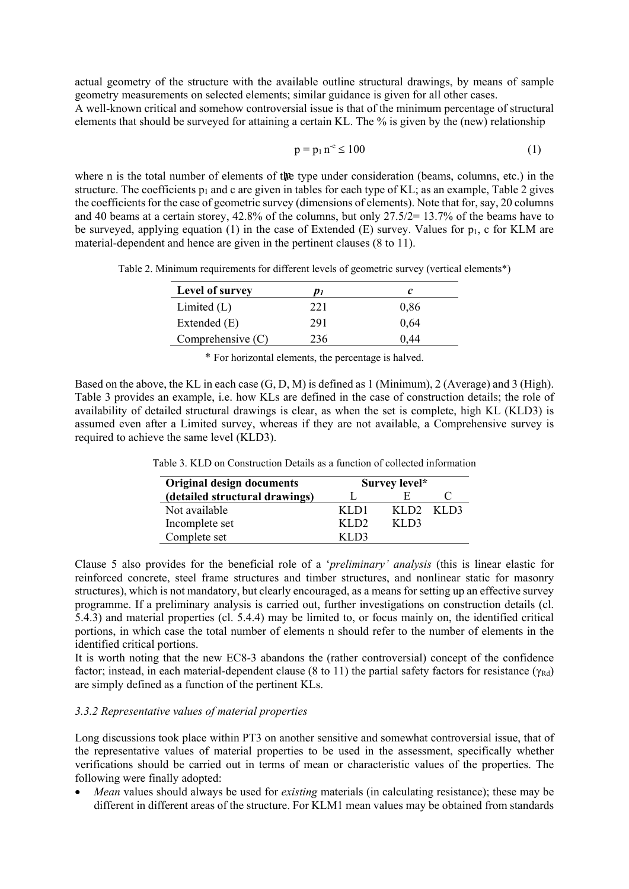actual geometry of the structure with the available outline structural drawings, by means of sample geometry measurements on selected elements; similar guidance is given for all other cases.

A well-known critical and somehow controversial issue is that of the minimum percentage of structural elements that should be surveyed for attaining a certain KL. The % is given by the (new) relationship

$$p = p_1 \, n^{-c} \leq 100 \qquad (1)$$

where n is the total number of elements of the type under consideration (beams, columns, etc.) in the structure. The coefficients $p_1$ and c are given in tables for each type of KL; as an example, Table 2 gives the coefficients for the case of geometric survey (dimensions of elements). Note that for, say, 20 columns and 40 beams at a certain storey, 42.8% of the columns, but only 27.5/2= 13.7% of the beams have to be surveyed, applying equation (1) in the case of Extended (E) survey. Values for $p_1$, c for KLM are material-dependent and hence are given in the pertinent clauses (8 to 11).

Table 2. Minimum requirements for different levels of geometric survey (vertical elements*)

| Level of survey | $p_1$ | $c$ |
|---|---|---|
| Limited (L) | 221 | 0,86 |
| Extended (E) | 291 | 0,64 |
| Comprehensive (C) | 236 | 0,44 |

* For horizontal elements, the percentage is halved.

Based on the above, the KL in each case (G, D, M) is defined as 1 (Minimum), 2 (Average) and 3 (High). Table 3 provides an example, i.e. how KLs are defined in the case of construction details; the role of availability of detailed structural drawings is clear, as when the set is complete, high KL (KLD3) is assumed even after a Limited survey, whereas if they are not available, a Comprehensive survey is required to achieve the same level (KLD3).

Table 3. KLD on Construction Details as a function of collected information

| Original design documents | Survey level* | | |
|---|---|---|---|
| (detailed structural drawings) | L | E | C |
| Not available | KLD1 | KLD2 | KLD3 |
| Incomplete set | KLD2 | KLD3 | |
| Complete set | KLD3 | | |

Clause 5 also provides for the beneficial role of a '*preliminary' analysis* (this is linear elastic for reinforced concrete, steel frame structures and timber structures, and nonlinear static for masonry structures), which is not mandatory, but clearly encouraged, as a means for setting up an effective survey programme. If a preliminary analysis is carried out, further investigations on construction details (cl. 5.4.3) and material properties (cl. 5.4.4) may be limited to, or focus mainly on, the identified critical portions, in which case the total number of elements n should refer to the number of elements in the identified critical portions.

It is worth noting that the new EC8-3 abandons the (rather controversial) concept of the confidence factor; instead, in each material-dependent clause (8 to 11) the partial safety factors for resistance ($\gamma_{Rd}$) are simply defined as a function of the pertinent KLs.

### *3.3.2 Representative values of material properties*

Long discussions took place within PT3 on another sensitive and somewhat controversial issue, that of the representative values of material properties to be used in the assessment, specifically whether verifications should be carried out in terms of mean or characteristic values of the properties. The following were finally adopted:

- *Mean* values should always be used for *existing* materials (in calculating resistance); these may be different in different areas of the structure. For KLM1 mean values may be obtained from standards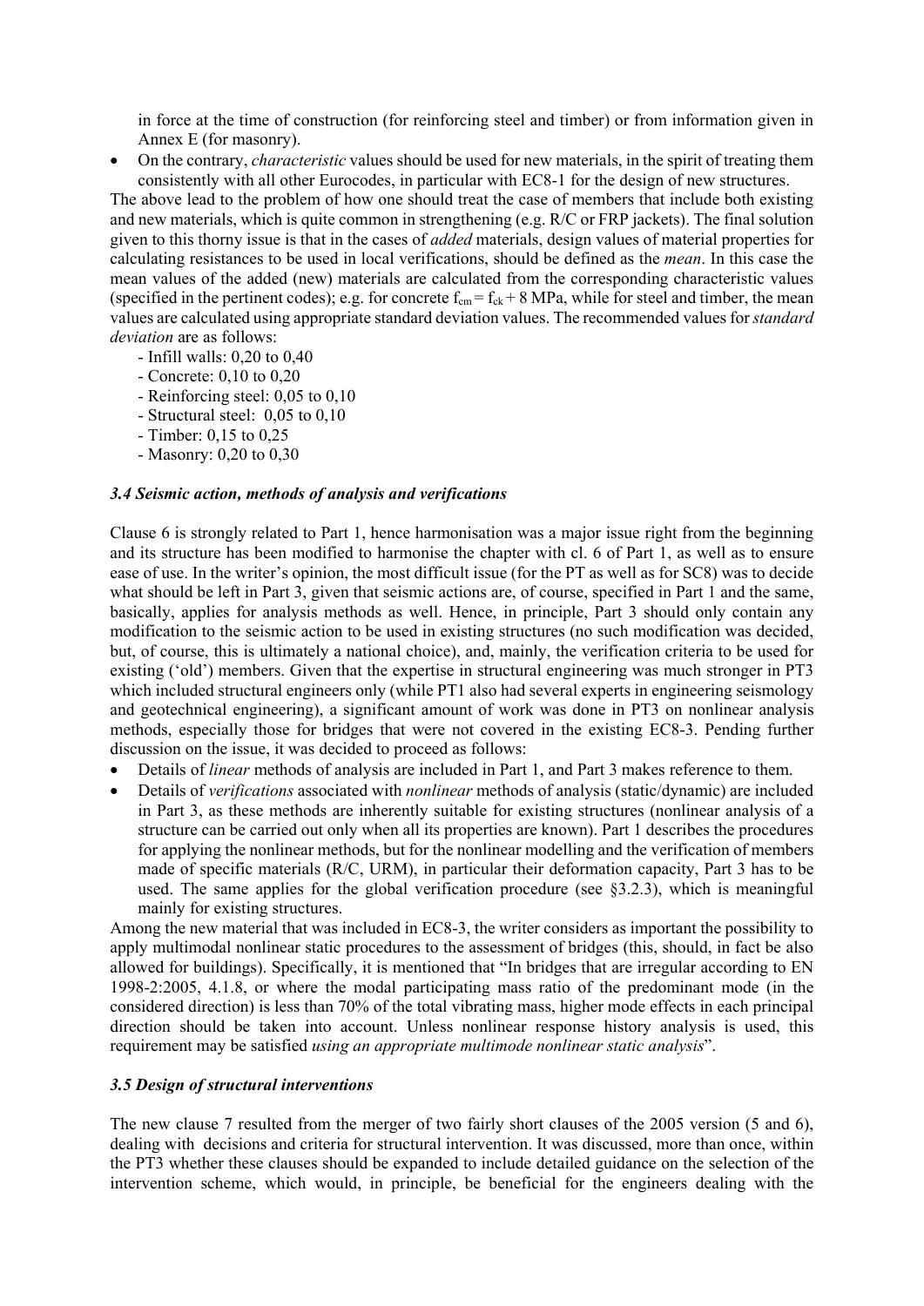in force at the time of construction (for reinforcing steel and timber) or from information given in Annex E (for masonry).

- On the contrary, *characteristic* values should be used for new materials, in the spirit of treating them consistently with all other Eurocodes, in particular with EC8-1 for the design of new structures.

The above lead to the problem of how one should treat the case of members that include both existing and new materials, which is quite common in strengthening (e.g. R/C or FRP jackets). The final solution given to this thorny issue is that in the cases of *added* materials, design values of material properties for calculating resistances to be used in local verifications, should be defined as the *mean*. In this case the mean values of the added (new) materials are calculated from the corresponding characteristic values (specified in the pertinent codes); e.g. for concrete $f_{cm} = f_{ck} + 8$ MPa, while for steel and timber, the mean values are calculated using appropriate standard deviation values. The recommended values for *standard deviation* are as follows:

- Infill walls: 0,20 to 0,40
- Concrete: 0,10 to 0,20
- Reinforcing steel: 0,05 to 0,10
- Structural steel: 0,05 to 0,10
- Timber: 0,15 to 0,25
- Masonry: 0,20 to 0,30

### *3.4 Seismic action, methods of analysis and verifications*

Clause 6 is strongly related to Part 1, hence harmonisation was a major issue right from the beginning and its structure has been modified to harmonise the chapter with cl. 6 of Part 1, as well as to ensure ease of use. In the writer's opinion, the most difficult issue (for the PT as well as for SC8) was to decide what should be left in Part 3, given that seismic actions are, of course, specified in Part 1 and the same, basically, applies for analysis methods as well. Hence, in principle, Part 3 should only contain any modification to the seismic action to be used in existing structures (no such modification was decided, but, of course, this is ultimately a national choice), and, mainly, the verification criteria to be used for existing ('old') members. Given that the expertise in structural engineering was much stronger in PT3 which included structural engineers only (while PT1 also had several experts in engineering seismology and geotechnical engineering), a significant amount of work was done in PT3 on nonlinear analysis methods, especially those for bridges that were not covered in the existing EC8-3. Pending further discussion on the issue, it was decided to proceed as follows:

- Details of *linear* methods of analysis are included in Part 1, and Part 3 makes reference to them.
- Details of *verifications* associated with *nonlinear* methods of analysis (static/dynamic) are included in Part 3, as these methods are inherently suitable for existing structures (nonlinear analysis of a structure can be carried out only when all its properties are known). Part 1 describes the procedures for applying the nonlinear methods, but for the nonlinear modelling and the verification of members made of specific materials (R/C, URM), in particular their deformation capacity, Part 3 has to be used. The same applies for the global verification procedure (see §3.2.3), which is meaningful mainly for existing structures.

Among the new material that was included in EC8-3, the writer considers as important the possibility to apply multimodal nonlinear static procedures to the assessment of bridges (this, should, in fact be also allowed for buildings). Specifically, it is mentioned that "In bridges that are irregular according to EN 1998-2:2005, 4.1.8, or where the modal participating mass ratio of the predominant mode (in the considered direction) is less than 70% of the total vibrating mass, higher mode effects in each principal direction should be taken into account. Unless nonlinear response history analysis is used, this requirement may be satisfied *using an appropriate multimode nonlinear static analysis*".

### *3.5 Design of structural interventions*

The new clause 7 resulted from the merger of two fairly short clauses of the 2005 version (5 and 6), dealing with decisions and criteria for structural intervention. It was discussed, more than once, within the PT3 whether these clauses should be expanded to include detailed guidance on the selection of the intervention scheme, which would, in principle, be beneficial for the engineers dealing with the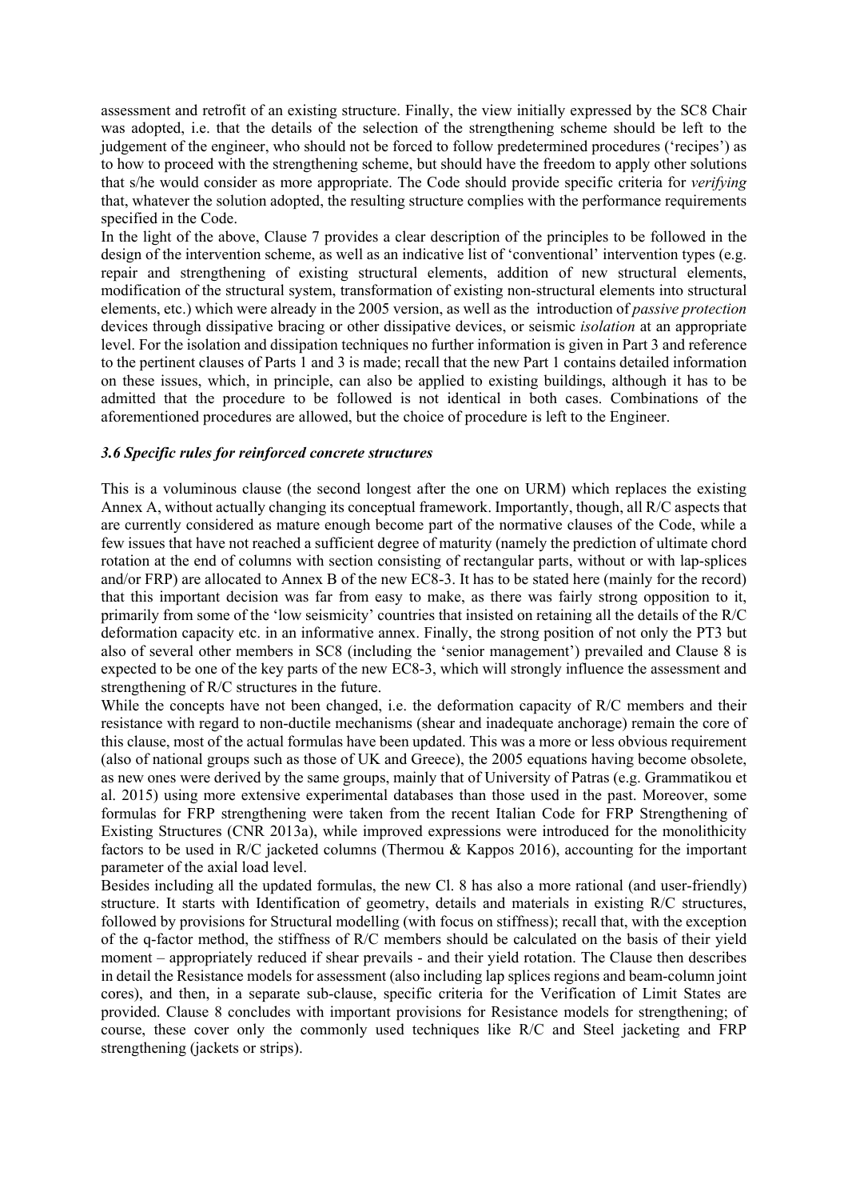assessment and retrofit of an existing structure. Finally, the view initially expressed by the SC8 Chair was adopted, i.e. that the details of the selection of the strengthening scheme should be left to the judgement of the engineer, who should not be forced to follow predetermined procedures ('recipes') as to how to proceed with the strengthening scheme, but should have the freedom to apply other solutions that s/he would consider as more appropriate. The Code should provide specific criteria for *verifying* that, whatever the solution adopted, the resulting structure complies with the performance requirements specified in the Code.

In the light of the above, Clause 7 provides a clear description of the principles to be followed in the design of the intervention scheme, as well as an indicative list of 'conventional' intervention types (e.g. repair and strengthening of existing structural elements, addition of new structural elements, modification of the structural system, transformation of existing non-structural elements into structural elements, etc.) which were already in the 2005 version, as well as the introduction of *passive protection* devices through dissipative bracing or other dissipative devices, or seismic *isolation* at an appropriate level. For the isolation and dissipation techniques no further information is given in Part 3 and reference to the pertinent clauses of Parts 1 and 3 is made; recall that the new Part 1 contains detailed information on these issues, which, in principle, can also be applied to existing buildings, although it has to be admitted that the procedure to be followed is not identical in both cases. Combinations of the aforementioned procedures are allowed, but the choice of procedure is left to the Engineer.

### *3.6 Specific rules for reinforced concrete structures*

This is a voluminous clause (the second longest after the one on URM) which replaces the existing Annex A, without actually changing its conceptual framework. Importantly, though, all R/C aspects that are currently considered as mature enough become part of the normative clauses of the Code, while a few issues that have not reached a sufficient degree of maturity (namely the prediction of ultimate chord rotation at the end of columns with section consisting of rectangular parts, without or with lap-splices and/or FRP) are allocated to Annex B of the new EC8-3. It has to be stated here (mainly for the record) that this important decision was far from easy to make, as there was fairly strong opposition to it, primarily from some of the 'low seismicity' countries that insisted on retaining all the details of the R/C deformation capacity etc. in an informative annex. Finally, the strong position of not only the PT3 but also of several other members in SC8 (including the 'senior management') prevailed and Clause 8 is expected to be one of the key parts of the new EC8-3, which will strongly influence the assessment and strengthening of R/C structures in the future.

While the concepts have not been changed, i.e. the deformation capacity of R/C members and their resistance with regard to non-ductile mechanisms (shear and inadequate anchorage) remain the core of this clause, most of the actual formulas have been updated. This was a more or less obvious requirement (also of national groups such as those of UK and Greece), the 2005 equations having become obsolete, as new ones were derived by the same groups, mainly that of University of Patras (e.g. Grammatikou et al. 2015) using more extensive experimental databases than those used in the past. Moreover, some formulas for FRP strengthening were taken from the recent Italian Code for FRP Strengthening of Existing Structures (CNR 2013a), while improved expressions were introduced for the monolithicity factors to be used in R/C jacketed columns (Thermou & Kappos 2016), accounting for the important parameter of the axial load level.

Besides including all the updated formulas, the new Cl. 8 has also a more rational (and user-friendly) structure. It starts with Identification of geometry, details and materials in existing R/C structures, followed by provisions for Structural modelling (with focus on stiffness); recall that, with the exception of the q-factor method, the stiffness of R/C members should be calculated on the basis of their yield moment – appropriately reduced if shear prevails - and their yield rotation. The Clause then describes in detail the Resistance models for assessment (also including lap splices regions and beam-column joint cores), and then, in a separate sub-clause, specific criteria for the Verification of Limit States are provided. Clause 8 concludes with important provisions for Resistance models for strengthening; of course, these cover only the commonly used techniques like R/C and Steel jacketing and FRP strengthening (jackets or strips).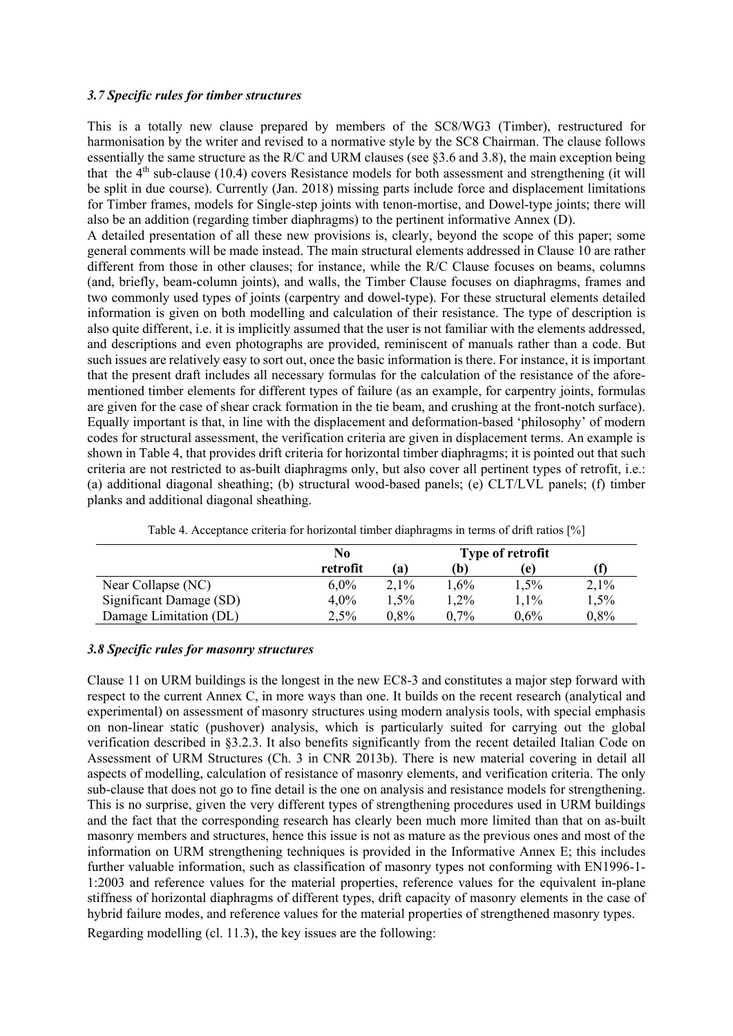### *3.7 Specific rules for timber structures*

This is a totally new clause prepared by members of the SC8/WG3 (Timber), restructured for harmonisation by the writer and revised to a normative style by the SC8 Chairman. The clause follows essentially the same structure as the R/C and URM clauses (see §3.6 and 3.8), the main exception being that the 4th sub-clause (10.4) covers Resistance models for both assessment and strengthening (it will be split in due course). Currently (Jan. 2018) missing parts include force and displacement limitations for Timber frames, models for Single-step joints with tenon-mortise, and Dowel-type joints; there will also be an addition (regarding timber diaphragms) to the pertinent informative Annex (D).

A detailed presentation of all these new provisions is, clearly, beyond the scope of this paper; some general comments will be made instead. The main structural elements addressed in Clause 10 are rather different from those in other clauses; for instance, while the R/C Clause focuses on beams, columns (and, briefly, beam-column joints), and walls, the Timber Clause focuses on diaphragms, frames and two commonly used types of joints (carpentry and dowel-type). For these structural elements detailed information is given on both modelling and calculation of their resistance. The type of description is also quite different, i.e. it is implicitly assumed that the user is not familiar with the elements addressed, and descriptions and even photographs are provided, reminiscent of manuals rather than a code. But such issues are relatively easy to sort out, once the basic information is there. For instance, it is important that the present draft includes all necessary formulas for the calculation of the resistance of the aforementioned timber elements for different types of failure (as an example, for carpentry joints, formulas are given for the case of shear crack formation in the tie beam, and crushing at the front-notch surface). Equally important is that, in line with the displacement and deformation-based 'philosophy' of modern codes for structural assessment, the verification criteria are given in displacement terms. An example is shown in Table 4, that provides drift criteria for horizontal timber diaphragms; it is pointed out that such criteria are not restricted to as-built diaphragms only, but also cover all pertinent types of retrofit, i.e.: (a) additional diagonal sheathing; (b) structural wood-based panels; (e) CLT/LVL panels; (f) timber planks and additional diagonal sheathing.

Table 4. Acceptance criteria for horizontal timber diaphragms in terms of drift ratios [%]

| | No retrofit | Type of retrofit | | | |
|---|---|---|---|---|---|
| | | (a) | (b) | (e) | (f) |
| Near Collapse (NC) | 6,0% | 2,1% | 1,6% | 1,5% | 2,1% |
| Significant Damage (SD) | 4,0% | 1,5% | 1,2% | 1,1% | 1,5% |
| Damage Limitation (DL) | 2,5% | 0,8% | 0,7% | 0,6% | 0,8% |

### *3.8 Specific rules for masonry structures*

Clause 11 on URM buildings is the longest in the new EC8-3 and constitutes a major step forward with respect to the current Annex C, in more ways than one. It builds on the recent research (analytical and experimental) on assessment of masonry structures using modern analysis tools, with special emphasis on non-linear static (pushover) analysis, which is particularly suited for carrying out the global verification described in §3.2.3. It also benefits significantly from the recent detailed Italian Code on Assessment of URM Structures (Ch. 3 in CNR 2013b). There is new material covering in detail all aspects of modelling, calculation of resistance of masonry elements, and verification criteria. The only sub-clause that does not go to fine detail is the one on analysis and resistance models for strengthening. This is no surprise, given the very different types of strengthening procedures used in URM buildings and the fact that the corresponding research has clearly been much more limited than that on as-built masonry members and structures, hence this issue is not as mature as the previous ones and most of the information on URM strengthening techniques is provided in the Informative Annex E; this includes further valuable information, such as classification of masonry types not conforming with EN1996-1-1:2003 and reference values for the material properties, reference values for the equivalent in-plane stiffness of horizontal diaphragms of different types, drift capacity of masonry elements in the case of hybrid failure modes, and reference values for the material properties of strengthened masonry types.

Regarding modelling (cl. 11.3), the key issues are the following: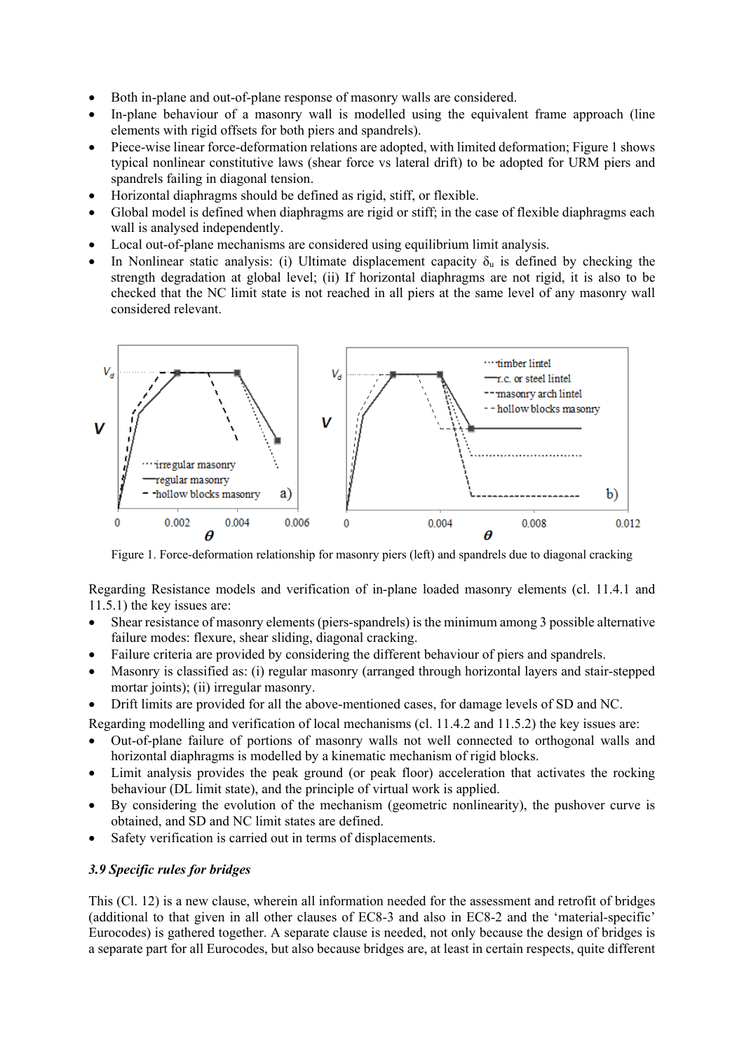- Both in-plane and out-of-plane response of masonry walls are considered.
- In-plane behaviour of a masonry wall is modelled using the equivalent frame approach (line elements with rigid offsets for both piers and spandrels).
- Piece-wise linear force-deformation relations are adopted, with limited deformation; Figure 1 shows typical nonlinear constitutive laws (shear force vs lateral drift) to be adopted for URM piers and spandrels failing in diagonal tension.
- Horizontal diaphragms should be defined as rigid, stiff, or flexible.
- Global model is defined when diaphragms are rigid or stiff; in the case of flexible diaphragms each wall is analysed independently.
- Local out-of-plane mechanisms are considered using equilibrium limit analysis.
- In Nonlinear static analysis: (i) Ultimate displacement capacity $\delta_u$ is defined by checking the strength degradation at global level; (ii) If horizontal diaphragms are not rigid, it is also to be checked that the NC limit state is not reached in all piers at the same level of any masonry wall considered relevant.

Figure 1. Force-deformation relationship for masonry piers (left) and spandrels due to diagonal cracking

Regarding Resistance models and verification of in-plane loaded masonry elements (cl. 11.4.1 and 11.5.1) the key issues are:

- Shear resistance of masonry elements (piers-spandrels) is the minimum among 3 possible alternative failure modes: flexure, shear sliding, diagonal cracking.
- Failure criteria are provided by considering the different behaviour of piers and spandrels.
- Masonry is classified as: (i) regular masonry (arranged through horizontal layers and stair-stepped mortar joints); (ii) irregular masonry.
- Drift limits are provided for all the above-mentioned cases, for damage levels of SD and NC.

Regarding modelling and verification of local mechanisms (cl. 11.4.2 and 11.5.2) the key issues are:

- Out-of-plane failure of portions of masonry walls not well connected to orthogonal walls and horizontal diaphragms is modelled by a kinematic mechanism of rigid blocks.
- Limit analysis provides the peak ground (or peak floor) acceleration that activates the rocking behaviour (DL limit state), and the principle of virtual work is applied.
- By considering the evolution of the mechanism (geometric nonlinearity), the pushover curve is obtained, and SD and NC limit states are defined.
- Safety verification is carried out in terms of displacements.

### *3.9 Specific rules for bridges*

This (Cl. 12) is a new clause, wherein all information needed for the assessment and retrofit of bridges (additional to that given in all other clauses of EC8-3 and also in EC8-2 and the 'material-specific' Eurocodes) is gathered together. A separate clause is needed, not only because the design of bridges is a separate part for all Eurocodes, but also because bridges are, at least in certain respects, quite different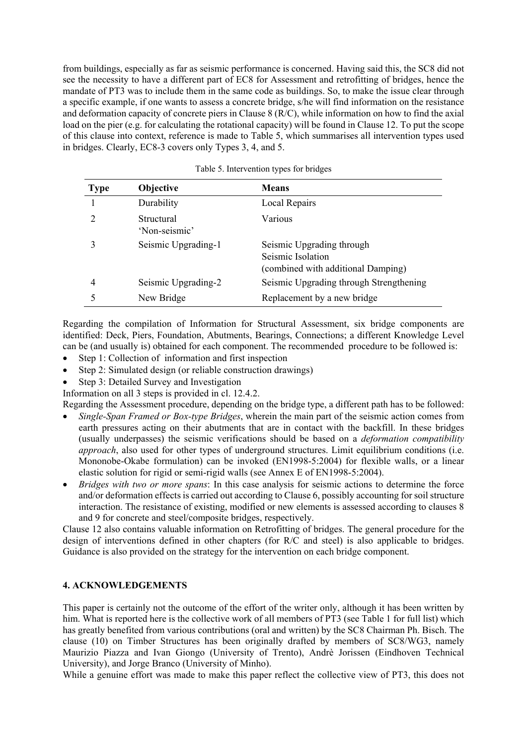from buildings, especially as far as seismic performance is concerned. Having said this, the SC8 did not see the necessity to have a different part of EC8 for Assessment and retrofitting of bridges, hence the mandate of PT3 was to include them in the same code as buildings. So, to make the issue clear through a specific example, if one wants to assess a concrete bridge, s/he will find information on the resistance and deformation capacity of concrete piers in Clause 8 (R/C), while information on how to find the axial load on the pier (e.g. for calculating the rotational capacity) will be found in Clause 12. To put the scope of this clause into context, reference is made to Table 5, which summarises all intervention types used in bridges. Clearly, EC8-3 covers only Types 3, 4, and 5.

Table 5. Intervention types for bridges

| Type | Objective | Means |
|---|---|---|
| 1 | Durability | Local Repairs |
| 2 | Structural 'Non-seismic' | Various |
| 3 | Seismic Upgrading-1 | Seismic Upgrading through Seismic Isolation (combined with additional Damping) |
| 4 | Seismic Upgrading-2 | Seismic Upgrading through Strengthening |
| 5 | New Bridge | Replacement by a new bridge |

Regarding the compilation of Information for Structural Assessment, six bridge components are identified: Deck, Piers, Foundation, Abutments, Bearings, Connections; a different Knowledge Level can be (and usually is) obtained for each component. The recommended procedure to be followed is:

- Step 1: Collection of information and first inspection
- Step 2: Simulated design (or reliable construction drawings)
- Step 3: Detailed Survey and Investigation

Information on all 3 steps is provided in cl. 12.4.2.

Regarding the Assessment procedure, depending on the bridge type, a different path has to be followed:

- *Single-Span Framed or Box-type Bridges*, wherein the main part of the seismic action comes from earth pressures acting on their abutments that are in contact with the backfill. In these bridges (usually underpasses) the seismic verifications should be based on a *deformation compatibility approach*, also used for other types of underground structures. Limit equilibrium conditions (i.e. Mononobe-Okabe formulation) can be invoked (EN1998-5:2004) for flexible walls, or a linear elastic solution for rigid or semi-rigid walls (see Annex E of EN1998-5:2004).
- *Bridges with two or more spans*: In this case analysis for seismic actions to determine the force and/or deformation effects is carried out according to Clause 6, possibly accounting for soil structure interaction. The resistance of existing, modified or new elements is assessed according to clauses 8 and 9 for concrete and steel/composite bridges, respectively.

Clause 12 also contains valuable information on Retrofitting of bridges. The general procedure for the design of interventions defined in other chapters (for R/C and steel) is also applicable to bridges. Guidance is also provided on the strategy for the intervention on each bridge component.

## 4. ACKNOWLEDGEMENTS

This paper is certainly not the outcome of the effort of the writer only, although it has been written by him. What is reported here is the collective work of all members of PT3 (see Table 1 for full list) which has greatly benefited from various contributions (oral and written) by the SC8 Chairman Ph. Bisch. The clause (10) on Timber Structures has been originally drafted by members of SC8/WG3, namely Maurizio Piazza and Ivan Giongo (University of Trento), Andrè Jorissen (Eindhoven Technical University), and Jorge Branco (University of Minho).

While a genuine effort was made to make this paper reflect the collective view of PT3, this does not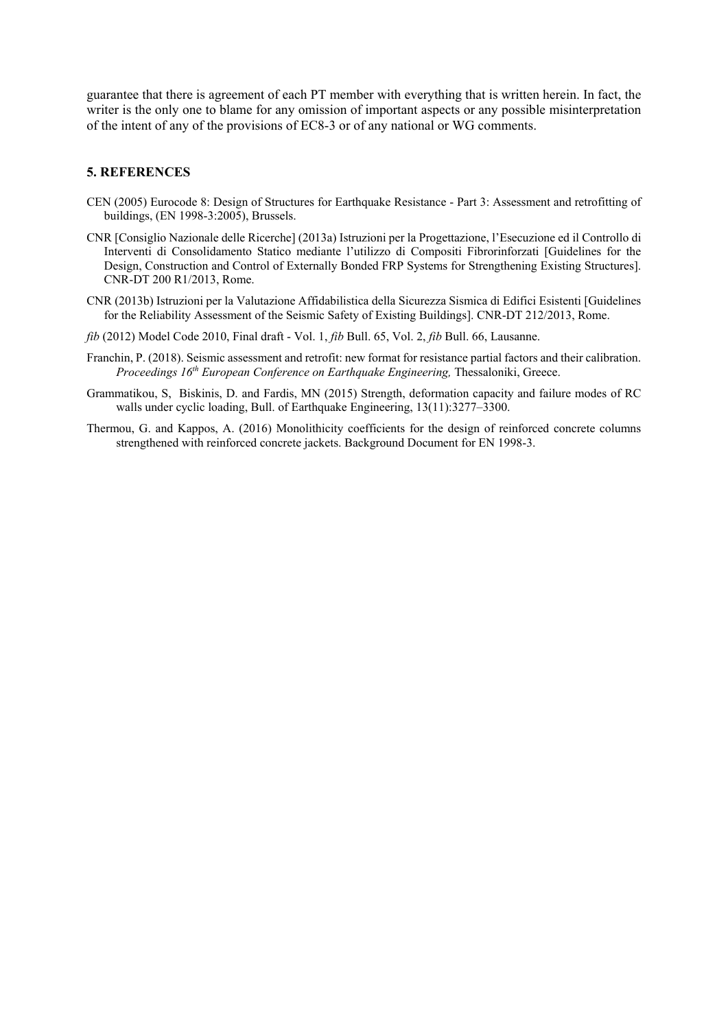guarantee that there is agreement of each PT member with everything that is written herein. In fact, the writer is the only one to blame for any omission of important aspects or any possible misinterpretation of the intent of any of the provisions of EC8-3 or of any national or WG comments.

## 5. REFERENCES

CEN (2005) Eurocode 8: Design of Structures for Earthquake Resistance - Part 3: Assessment and retrofitting of buildings, (EN 1998-3:2005), Brussels.

CNR [Consiglio Nazionale delle Ricerche] (2013a) Istruzioni per la Progettazione, l'Esecuzione ed il Controllo di Interventi di Consolidamento Statico mediante l'utilizzo di Compositi Fibrorinforzati [Guidelines for the Design, Construction and Control of Externally Bonded FRP Systems for Strengthening Existing Structures]. CNR-DT 200 R1/2013, Rome.

CNR (2013b) Istruzioni per la Valutazione Affidabilistica della Sicurezza Sismica di Edifici Esistenti [Guidelines for the Reliability Assessment of the Seismic Safety of Existing Buildings]. CNR-DT 212/2013, Rome.

*fib* (2012) Model Code 2010, Final draft - Vol. 1, *fib* Bull. 65, Vol. 2, *fib* Bull. 66, Lausanne.

Franchin, P. (2018). Seismic assessment and retrofit: new format for resistance partial factors and their calibration. *Proceedings 16th European Conference on Earthquake Engineering,* Thessaloniki, Greece.

Grammatikou, S, Biskinis, D. and Fardis, MN (2015) Strength, deformation capacity and failure modes of RC walls under cyclic loading, Bull. of Earthquake Engineering, 13(11):3277–3300.

Thermou, G. and Kappos, A. (2016) Monolithicity coefficients for the design of reinforced concrete columns strengthened with reinforced concrete jackets. Background Document for EN 1998-3.